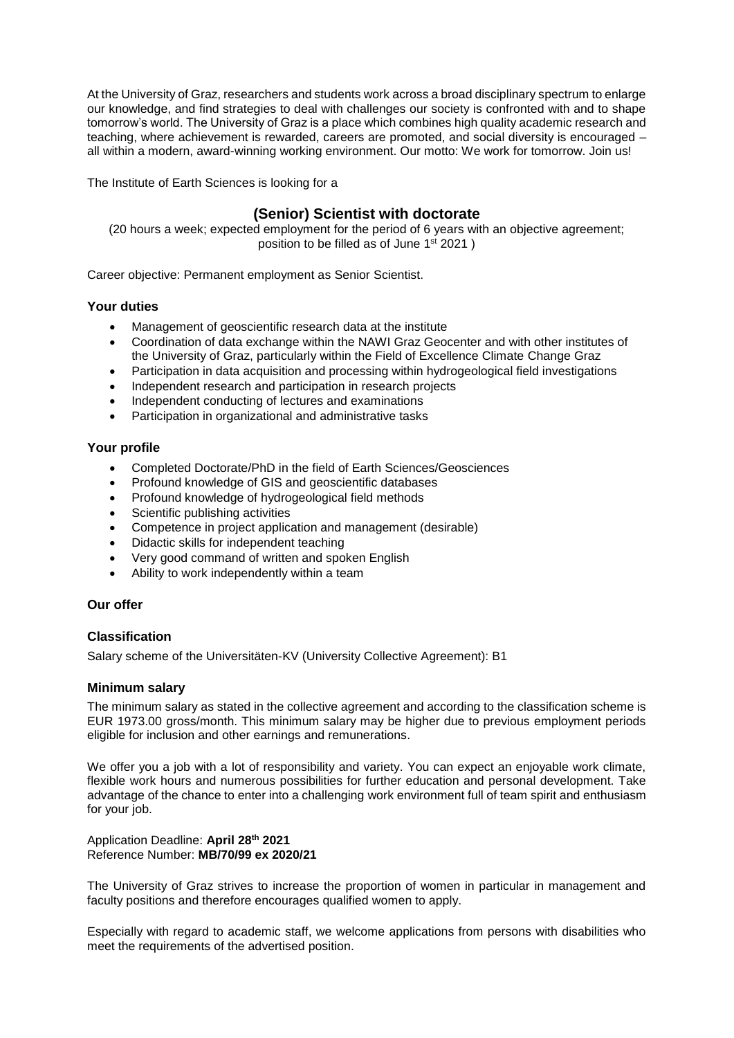At the University of Graz, researchers and students work across a broad disciplinary spectrum to enlarge our knowledge, and find strategies to deal with challenges our society is confronted with and to shape tomorrow's world. The University of Graz is a place which combines high quality academic research and teaching, where achievement is rewarded, careers are promoted, and social diversity is encouraged – all within a modern, award-winning working environment. Our motto: We work for tomorrow. Join us!

The Institute of Earth Sciences is looking for a

# (Senior) Scientist with doctorate

(20 hours a week; expected employment for the period of 6 years with an objective agreement; position to be filled as of June 1st 2021 )

Career objective: Permanent employment as Senior Scientist.

### Your duties

- Management of geoscientific research data at the institute
- Coordination of data exchange within the NAWI Graz Geocenter and with other institutes of the University of Graz, particularly within the Field of Excellence Climate Change Graz
- Participation in data acquisition and processing within hydrogeological field investigations
- Independent research and participation in research projects
- Independent conducting of lectures and examinations
- Participation in organizational and administrative tasks

### Your profile

- Completed Doctorate/PhD in the field of Earth Sciences/Geosciences
- Profound knowledge of GIS and geoscientific databases
- Profound knowledge of hydrogeological field methods
- Scientific publishing activities
- Competence in project application and management (desirable)
- Didactic skills for independent teaching
- Very good command of written and spoken English
- Ability to work independently within a team

### Our offer

### Classification

Salary scheme of the Universitäten-KV (University Collective Agreement): B1

### Minimum salary

The minimum salary as stated in the collective agreement and according to the classification scheme is EUR 1973.00 gross/month. This minimum salary may be higher due to previous employment periods eligible for inclusion and other earnings and remunerations.

We offer you a job with a lot of responsibility and variety. You can expect an enjoyable work climate, flexible work hours and numerous possibilities for further education and personal development. Take advantage of the chance to enter into a challenging work environment full of team spirit and enthusiasm for your job.

Application Deadline: **April 28th 2021**
Reference Number: **MB/70/99 ex 2020/21**

The University of Graz strives to increase the proportion of women in particular in management and faculty positions and therefore encourages qualified women to apply.

Especially with regard to academic staff, we welcome applications from persons with disabilities who meet the requirements of the advertised position.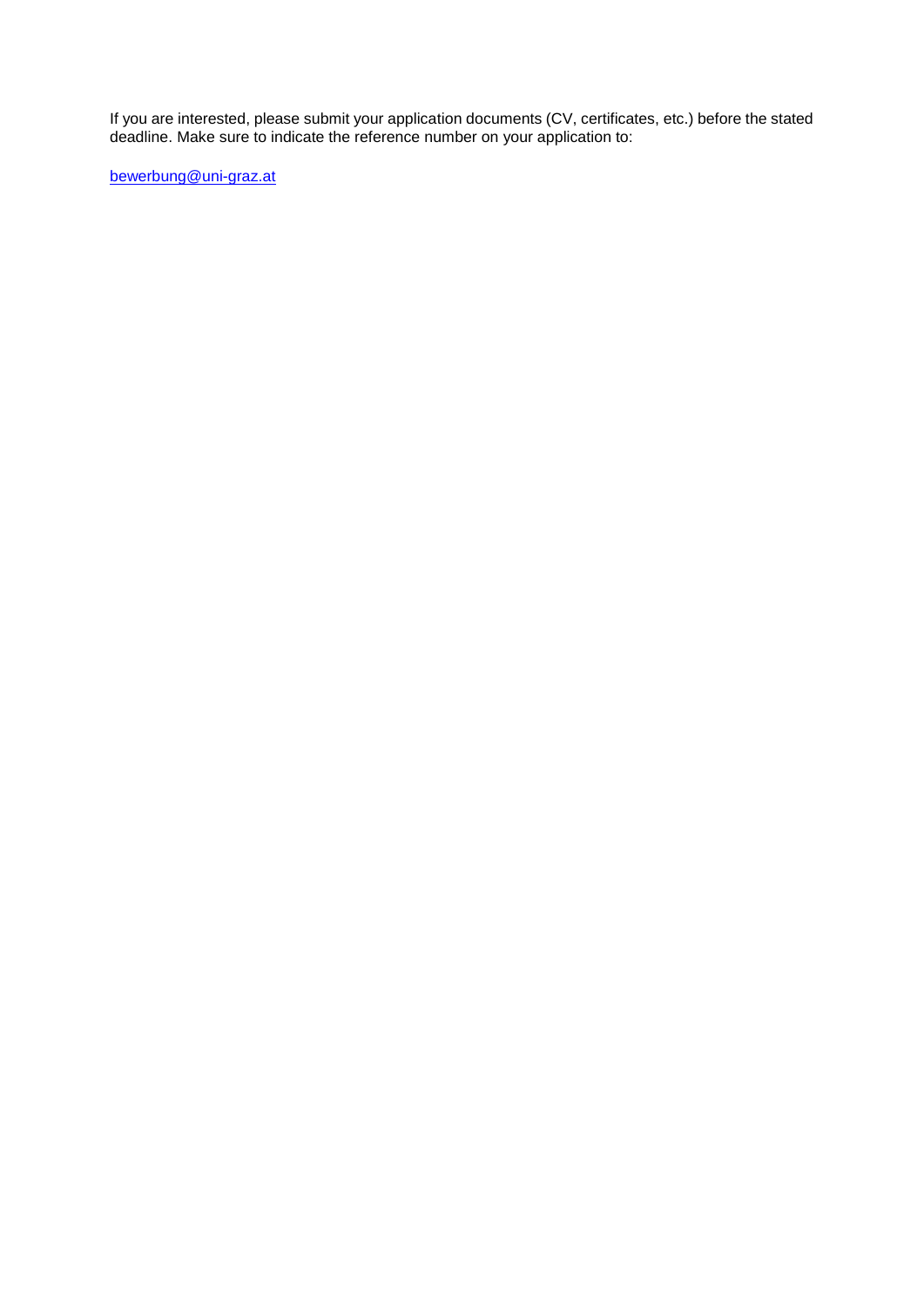If you are interested, please submit your application documents (CV, certificates, etc.) before the stated deadline. Make sure to indicate the reference number on your application to:

bewerbung@uni-graz.at